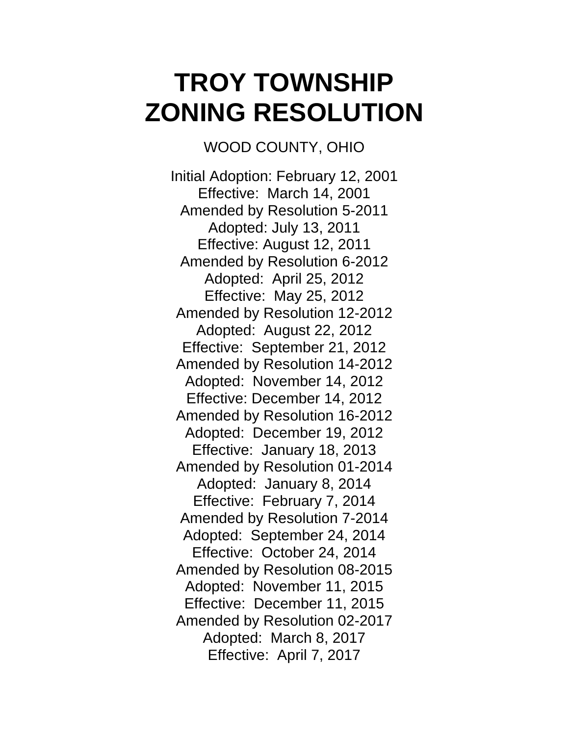# TROY TOWNSHIP ZONING RESOLUTION

WOOD COUNTY, OHIO

Initial Adoption: February 12, 2001
Effective: March 14, 2001
Amended by Resolution 5-2011
Adopted: July 13, 2011
Effective: August 12, 2011
Amended by Resolution 6-2012
Adopted: April 25, 2012
Effective: May 25, 2012
Amended by Resolution 12-2012
Adopted: August 22, 2012
Effective: September 21, 2012
Amended by Resolution 14-2012
Adopted: November 14, 2012
Effective: December 14, 2012
Amended by Resolution 16-2012
Adopted: December 19, 2012
Effective: January 18, 2013
Amended by Resolution 01-2014
Adopted: January 8, 2014
Effective: February 7, 2014
Amended by Resolution 7-2014
Adopted: September 24, 2014
Effective: October 24, 2014
Amended by Resolution 08-2015
Adopted: November 11, 2015
Effective: December 11, 2015
Amended by Resolution 02-2017
Adopted: March 8, 2017
Effective: April 7, 2017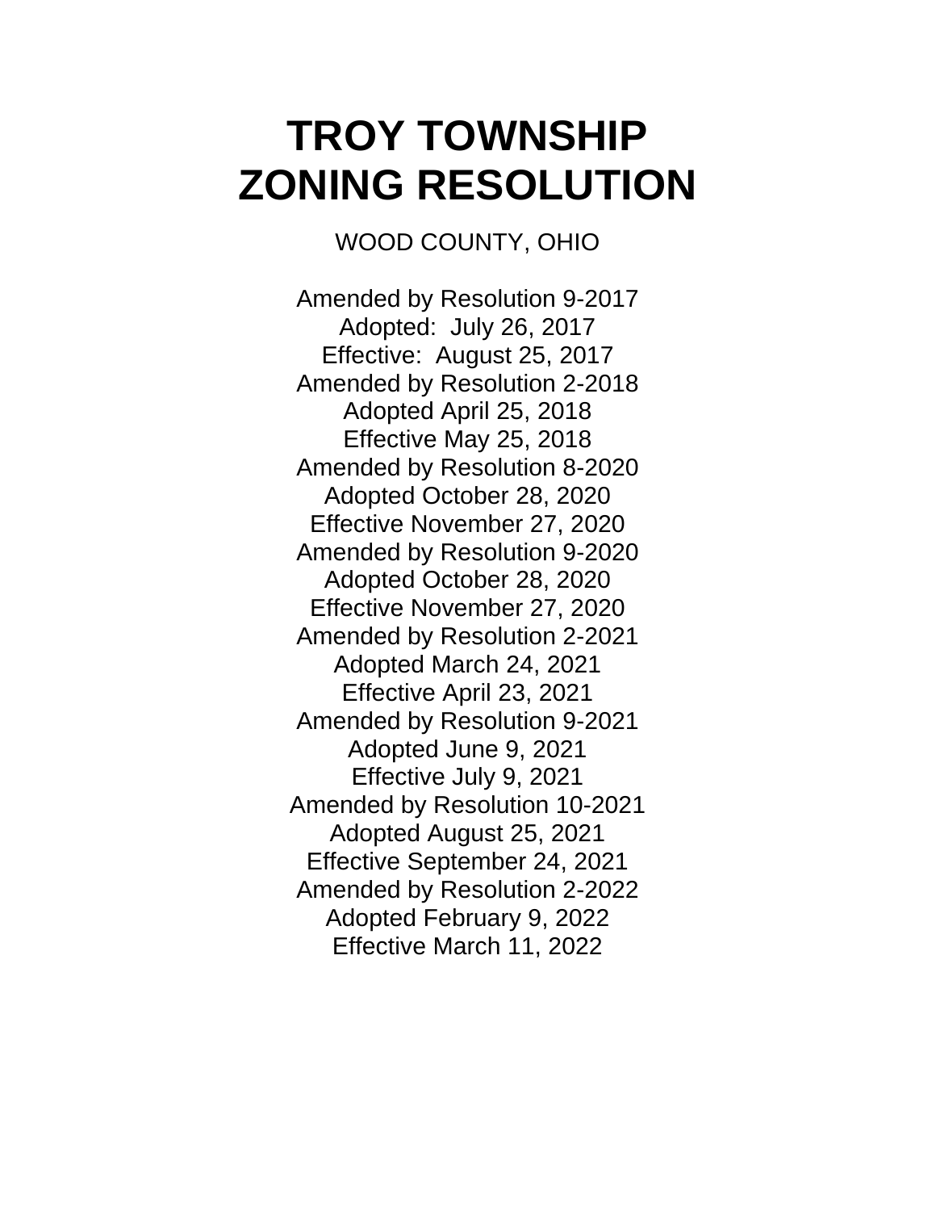# TROY TOWNSHIP
# ZONING RESOLUTION

WOOD COUNTY, OHIO

Amended by Resolution 9-2017
Adopted: July 26, 2017
Effective: August 25, 2017
Amended by Resolution 2-2018
Adopted April 25, 2018
Effective May 25, 2018
Amended by Resolution 8-2020
Adopted October 28, 2020
Effective November 27, 2020
Amended by Resolution 9-2020
Adopted October 28, 2020
Effective November 27, 2020
Amended by Resolution 2-2021
Adopted March 24, 2021
Effective April 23, 2021
Amended by Resolution 9-2021
Adopted June 9, 2021
Effective July 9, 2021
Amended by Resolution 10-2021
Adopted August 25, 2021
Effective September 24, 2021
Amended by Resolution 2-2022
Adopted February 9, 2022
Effective March 11, 2022